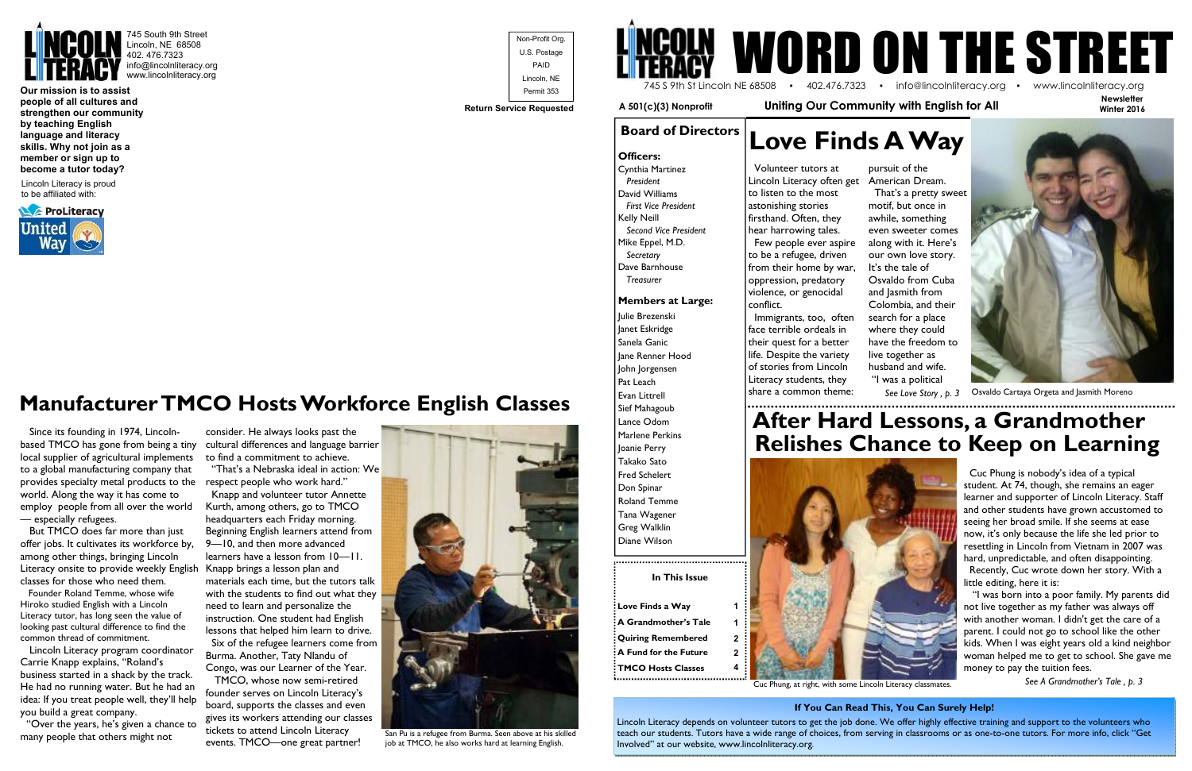745 South 9th Street
Lincoln, NE 68508
402. 476.7323
info@lincolnliteracy.org
www.lincolnliteracy.org

**Our mission is to assist people of all cultures and strengthen our community by teaching English language and literacy skills. Why not join as a member or sign up to become a tutor today?**

Lincoln Literacy is proud to be affiliated with:

ProLiteracy
United Way

Non-Profit Org.
U.S. Postage
PAID
Lincoln, NE
Permit 353

**Return Service Requested**

# WORD ON THE STREET

745 S 9th St Lincoln NE 68508 • 402.476.7323 • info@lincolnliteracy.org • www.lincolnliteracy.org

**A 501(c)(3) Nonprofit** | **Uniting Our Community with English for All** | **Newsletter Winter 2016**

## Board of Directors

**Officers:**

Cynthia Martinez
*President*
David Williams
*First Vice President*
Kelly Neill
*Second Vice President*
Mike Eppel, M.D.
*Secretary*
Dave Barnhouse
*Treasurer*

**Members at Large:**

Julie Brezenski
Janet Eskridge
Sanela Ganic
Jane Renner Hood
John Jorgensen
Pat Leach
Evan Littrell
Sief Mahagoub
Lance Odom
Marlene Perkins
Joanie Perry
Takako Sato
Fred Schelert
Don Spinar
Roland Temme
Tana Wagener
Greg Walklin
Diane Wilson

**In This Issue**

| | |
|---|---|
| **Love Finds a Way** | **1** |
| **A Grandmother's Tale** | **1** |
| **Quiring Remembered** | **2** |
| **A Fund for the Future** | **2** |
| **TMCO Hosts Classes** | **4** |

# Love Finds A Way

Volunteer tutors at Lincoln Literacy often get to listen to the most astonishing stories firsthand. Often, they hear harrowing tales.

Few people ever aspire to be a refugee, driven from their home by war, oppression, predatory violence, or genocidal conflict.

Immigrants, too, often face terrible ordeals in their quest for a better life. Despite the variety of stories from Lincoln Literacy students, they share a common theme: pursuit of the American Dream.

That's a pretty sweet motif, but once in awhile, something even sweeter comes along with it. Here's our own love story. It's the tale of Osvaldo from Cuba and Jasmith from Colombia, and their search for a place where they could have the freedom to live together as husband and wife.

"I was a political

*See Love Story , p. 3*

Osvaldo Cartaya Orgeta and Jasmith Moreno

# After Hard Lessons, a Grandmother Relishes Chance to Keep on Learning

Cuc Phung, at right, with some Lincoln Literacy classmates.

Cuc Phung is nobody's idea of a typical student. At 74, though, she remains an eager learner and supporter of Lincoln Literacy. Staff and other students have grown accustomed to seeing her broad smile. If she seems at ease now, it's only because the life she led prior to resettling in Lincoln from Vietnam in 2007 was hard, unpredictable, and often disappointing.

Recently, Cuc wrote down her story. With a little editing, here it is:

"I was born into a poor family. My parents did not live together as my father was always off with another woman. I didn't get the care of a parent. I could not go to school like the other kids. When I was eight years old a kind neighbor woman helped me to get to school. She gave me money to pay the tuition fees.

*See A Grandmother's Tale , p. 3*

# Manufacturer TMCO Hosts Workforce English Classes

Since its founding in 1974, Lincoln-based TMCO has gone from being a tiny local supplier of agricultural implements to a global manufacturing company that provides specialty metal products to the world. Along the way it has come to employ people from all over the world — especially refugees.

But TMCO does far more than just offer jobs. It cultivates its workforce by, among other things, bringing Lincoln Literacy onsite to provide weekly English classes for those who need them.

Founder Roland Temme, whose wife Hiroko studied English with a Lincoln Literacy tutor, has long seen the value of looking past cultural difference to find the common thread of commitment.

Lincoln Literacy program coordinator Carrie Knapp explains, "Roland's business started in a shack by the track. He had no running water. But he had an idea: If you treat people well, they'll help you build a great company.

"Over the years, he's given a chance to many people that others might not consider. He always looks past the cultural differences and language barrier to find a commitment to achieve.

"That's a Nebraska ideal in action: We respect people who work hard."

Knapp and volunteer tutor Annette Kurth, among others, go to TMCO headquarters each Friday morning. Beginning English learners attend from 9—10, and then more advanced learners have a lesson from 10—11. Knapp brings a lesson plan and materials each time, but the tutors talk with the students to find out what they need to learn and personalize the instruction. One student had English lessons that helped him learn to drive.

Six of the refugee learners come from Burma. Another, Taty Nlandu of Congo, was our Learner of the Year.

TMCO, whose now semi-retired founder serves on Lincoln Literacy's board, supports the classes and even gives its workers attending our classes tickets to attend Lincoln Literacy events. TMCO—one great partner!

San Pu is a refugee from Burma. Seen above at his skilled job at TMCO, he also works hard at learning English.

**If You Can Read This, You Can Surely Help!**

Lincoln Literacy depends on volunteer tutors to get the job done. We offer highly effective training and support to the volunteers who teach our students. Tutors have a wide range of choices, from serving in classrooms or as one-to-one tutors. For more info, click "Get Involved" at our website, www.lincolnliteracy.org.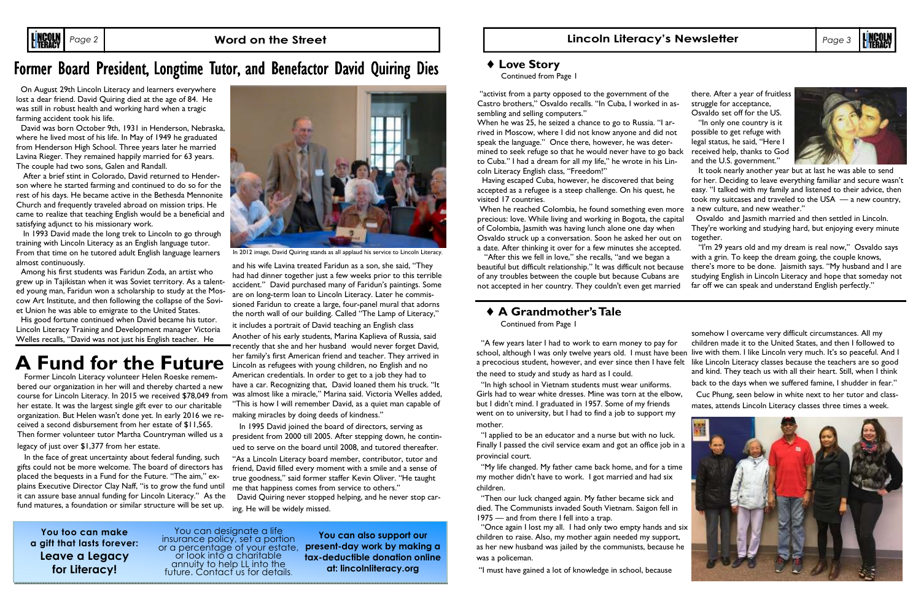# Former Board President, Longtime Tutor, and Benefactor David Quiring Dies

On August 29th Lincoln Literacy and learners everywhere lost a dear friend. David Quiring died at the age of 84. He was still in robust health and working hard when a tragic farming accident took his life.

David was born October 9th, 1931 in Henderson, Nebraska, where he lived most of his life. In May of 1949 he graduated from Henderson High School. Three years later he married Lavina Rieger. They remained happily married for 63 years. The couple had two sons, Galen and Randall.

After a brief stint in Colorado, David returned to Henderson where he started farming and continued to do so for the rest of his days. He became active in the Bethesda Mennonite Church and frequently traveled abroad on mission trips. He came to realize that teaching English would be a beneficial and satisfying adjunct to his missionary work.

In 1993 David made the long trek to Lincoln to go through training with Lincoln Literacy as an English language tutor. From that time on he tutored adult English language learners almost continuously.

Among his first students was Faridun Zoda, an artist who grew up in Tajikistan when it was Soviet territory. As a talented young man, Faridun won a scholarship to study at the Moscow Art Institute, and then following the collapse of the Soviet Union he was able to emigrate to the United States.

His good fortune continued when David became his tutor. Lincoln Literacy Training and Development manager Victoria Welles recalls, "David was not just his English teacher. He and his wife Lavina treated Faridun as a son, she said, "They had had dinner together just a few weeks prior to this terrible accident." David purchased many of Faridun's paintings. Some are on long-term loan to Lincoln Literacy. Later he commissioned Faridun to create a large, four-panel mural that adorns the north wall of our building. Called "The Lamp of Literacy," it includes a portrait of David teaching an English class

In 2012 image, David Quiring stands as all applaud his service to Lincoln Literacy.

Another of his early students, Marina Kaplieva of Russia, said recently that she and her husband would never forget David, her family's first American friend and teacher. They arrived in Lincoln as refugees with young children, no English and no American credentials. In order to get to a job they had to have a car. Recognizing that, David loaned them his truck. "It was almost like a miracle," Marina said. Victoria Welles added, "This is how I will remember David, as a quiet man capable of making miracles by doing deeds of kindness."

In 1995 David joined the board of directors, serving as president from 2000 till 2005. After stepping down, he continued to serve on the board until 2008, and tutored thereafter.

"As a Lincoln Literacy board member, contributor, tutor and friend, David filled every moment with a smile and a sense of true goodness," said former staffer Kevin Oliver. "He taught me that happiness comes from service to others."

David Quiring never stopped helping, and he never stop caring. He will be widely missed.

# A Fund for the Future

Former Lincoln Literacy volunteer Helen Roeske remembered our organization in her will and thereby charted a new course for Lincoln Literacy. In 2015 we received $78,049 from her estate. It was the largest single gift ever to our charitable organization. But Helen wasn't done yet. In early 2016 we received a second disbursement from her estate of $11,565. Then former volunteer tutor Martha Countryman willed us a legacy of just over $1,377 from her estate.

In the face of great uncertainty about federal funding, such gifts could not be more welcome. The board of directors has placed the bequests in a Fund for the Future. "The aim," explains Executive Director Clay Naff, "is to grow the fund until it can assure base annual funding for Lincoln Literacy." As the fund matures, a foundation or similar structure will be set up.

**You too can make a gift that lasts forever: Leave a Legacy for Literacy!**

You can designate a life insurance policy, set a portion or a percentage of your estate, or look into a charitable annuity to help LL into the future. Contact us for details.

**You can also support our present-day work by making a tax-deductible donation online at: lincolnliteracy.org**

## ♦ Love Story

Continued from Page 1

"activist from a party opposed to the government of the Castro brothers," Osvaldo recalls. "In Cuba, I worked in assembling and selling computers."

When he was 25, he seized a chance to go to Russia. "I arrived in Moscow, where I did not know anyone and did not speak the language." Once there, however, he was determined to seek refuge so that he would never have to go back to Cuba." I had a dream for all my life," he wrote in his Lincoln Literacy English class, "Freedom!"

Having escaped Cuba, however, he discovered that being accepted as a refugee is a steep challenge. On his quest, he visited 17 countries.

When he reached Colombia, he found something even more precious: love. While living and working in Bogota, the capital of Colombia, Jasmith was having lunch alone one day when Osvaldo struck up a conversation. Soon he asked her out on a date. After thinking it over for a few minutes she accepted.

"After this we fell in love," she recalls, "and we began a beautiful but difficult relationship." It was difficult not because of any troubles between the couple but because Cubans are not accepted in her country. They couldn't even get married there. After a year of fruitless struggle for acceptance, Osvaldo set off for the US.

"In only one country is it possible to get refuge with legal status, he said, "Here I received help, thanks to God and the U.S. government."

It took nearly another year but at last he was able to send for her. Deciding to leave everything familiar and secure wasn't easy. "I talked with my family and listened to their advice, then took my suitcases and traveled to the USA — a new country, a new culture, and new weather."

Osvaldo and Jasmith married and then settled in Lincoln. They're working and studying hard, but enjoying every minute together.

"I'm 29 years old and my dream is real now," Osvaldo says with a grin. To keep the dream going, the couple knows, there's more to be done. Jaismith says. "My husband and I are studying English in Lincoln Literacy and hope that someday not far off we can speak and understand English perfectly."

## ♦ A Grandmother's Tale

Continued from Page 1

"A few years later I had to work to earn money to pay for school, although I was only twelve years old. I must have been a precocious student, however, and ever since then I have felt the need to study and study as hard as I could.

"In high school in Vietnam students must wear uniforms. Girls had to wear white dresses. Mine was torn at the elbow, but I didn't mind. I graduated in 1957. Some of my friends went on to university, but I had to find a job to support my mother.

"I applied to be an educator and a nurse but with no luck. Finally I passed the civil service exam and got an office job in a provincial court.

"My life changed. My father came back home, and for a time my mother didn't have to work. I got married and had six children.

"Then our luck changed again. My father became sick and died. The Communists invaded South Vietnam. Saigon fell in 1975 — and from there I fell into a trap.

"Once again I lost my all. I had only two empty hands and six children to raise. Also, my mother again needed my support, as her new husband was jailed by the communists, because he was a policeman.

"I must have gained a lot of knowledge in school, because somehow I overcame very difficult circumstances. All my children made it to the United States, and then I followed to live with them. I like Lincoln very much. It's so peaceful. And I like Lincoln Literacy classes because the teachers are so good and kind. They teach us with all their heart. Still, when I think back to the days when we suffered famine, I shudder in fear."

Cuc Phung, seen below in white next to her tutor and classmates, attends Lincoln Literacy classes three times a week.